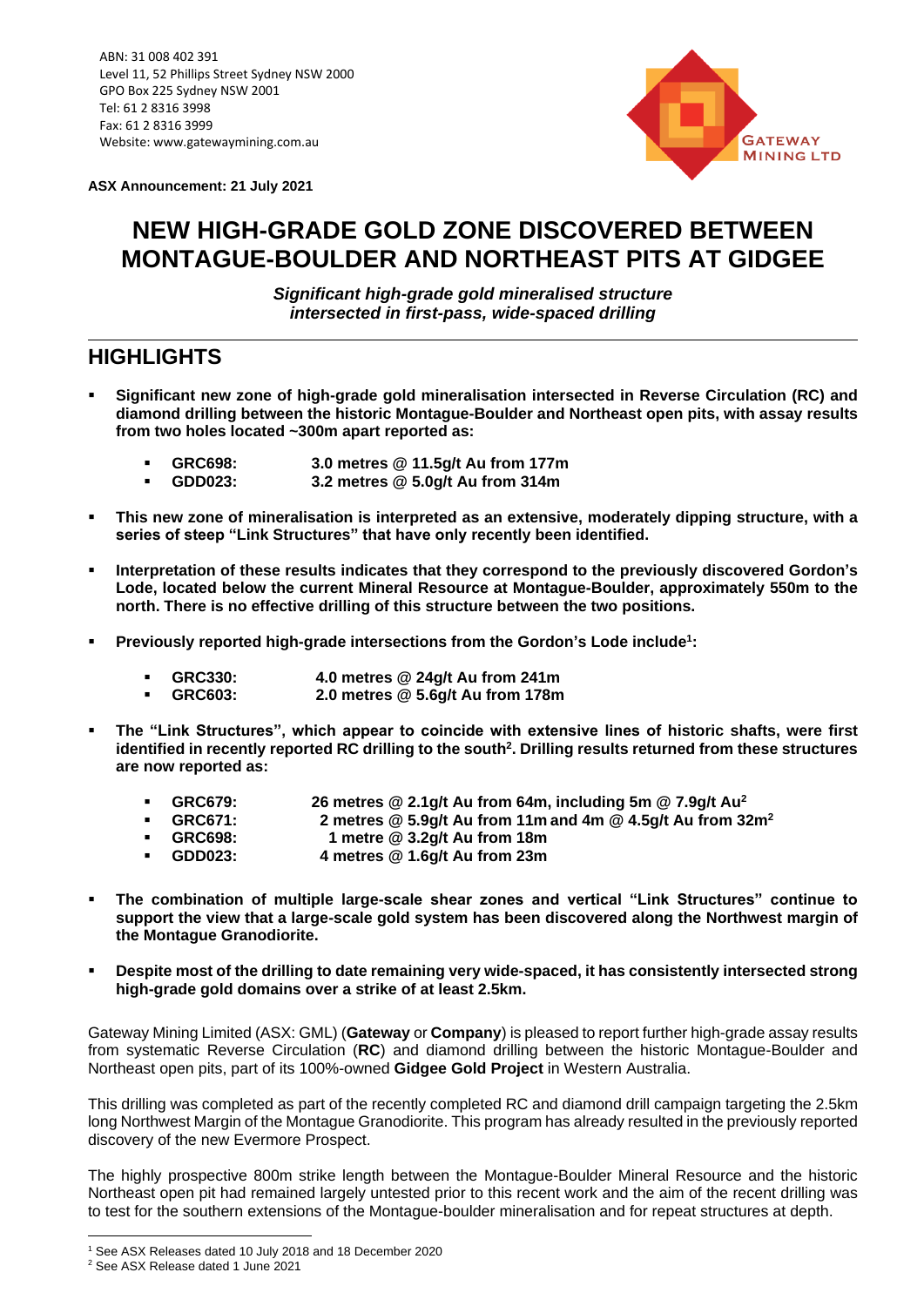ABN: 31 008 402 391
Level 11, 52 Phillips Street Sydney NSW 2000
GPO Box 225 Sydney NSW 2001
Tel: 61 2 8316 3998
Fax: 61 2 8316 3999
Website: www.gatewaymining.com.au

GATEWAY MINING LTD

**ASX Announcement: 21 July 2021**

# NEW HIGH-GRADE GOLD ZONE DISCOVERED BETWEEN MONTAGUE-BOULDER AND NORTHEAST PITS AT GIDGEE

***Significant high-grade gold mineralised structure intersected in first-pass, wide-spaced drilling***

## HIGHLIGHTS

- **Significant new zone of high-grade gold mineralisation intersected in Reverse Circulation (RC) and diamond drilling between the historic Montague-Boulder and Northeast open pits, with assay results from two holes located ~300m apart reported as:**
  - **GRC698: 3.0 metres @ 11.5g/t Au from 177m**
  - **GDD023: 3.2 metres @ 5.0g/t Au from 314m**
- **This new zone of mineralisation is interpreted as an extensive, moderately dipping structure, with a series of steep "Link Structures" that have only recently been identified.**
- **Interpretation of these results indicates that they correspond to the previously discovered Gordon's Lode, located below the current Mineral Resource at Montague-Boulder, approximately 550m to the north. There is no effective drilling of this structure between the two positions.**
- **Previously reported high-grade intersections from the Gordon's Lode include[1]:**
  - **GRC330: 4.0 metres @ 24g/t Au from 241m**
  - **GRC603: 2.0 metres @ 5.6g/t Au from 178m**
- **The "Link Structures", which appear to coincide with extensive lines of historic shafts, were first identified in recently reported RC drilling to the south[2]. Drilling results returned from these structures are now reported as:**
  - **GRC679: 26 metres @ 2.1g/t Au from 64m, including 5m @ 7.9g/t Au[2]**
  - **GRC671: 2 metres @ 5.9g/t Au from 11m and 4m @ 4.5g/t Au from 32m[2]**
  - **GRC698: 1 metre @ 3.2g/t Au from 18m**
  - **GDD023: 4 metres @ 1.6g/t Au from 23m**
- **The combination of multiple large-scale shear zones and vertical "Link Structures" continue to support the view that a large-scale gold system has been discovered along the Northwest margin of the Montague Granodiorite.**
- **Despite most of the drilling to date remaining very wide-spaced, it has consistently intersected strong high-grade gold domains over a strike of at least 2.5km.**

Gateway Mining Limited (ASX: GML) (**Gateway** or **Company**) is pleased to report further high-grade assay results from systematic Reverse Circulation (**RC**) and diamond drilling between the historic Montague-Boulder and Northeast open pits, part of its 100%-owned **Gidgee Gold Project** in Western Australia.

This drilling was completed as part of the recently completed RC and diamond drill campaign targeting the 2.5km long Northwest Margin of the Montague Granodiorite. This program has already resulted in the previously reported discovery of the new Evermore Prospect.

The highly prospective 800m strike length between the Montague-Boulder Mineral Resource and the historic Northeast open pit had remained largely untested prior to this recent work and the aim of the recent drilling was to test for the southern extensions of the Montague-boulder mineralisation and for repeat structures at depth.

[1] See ASX Releases dated 10 July 2018 and 18 December 2020
[2] See ASX Release dated 1 June 2021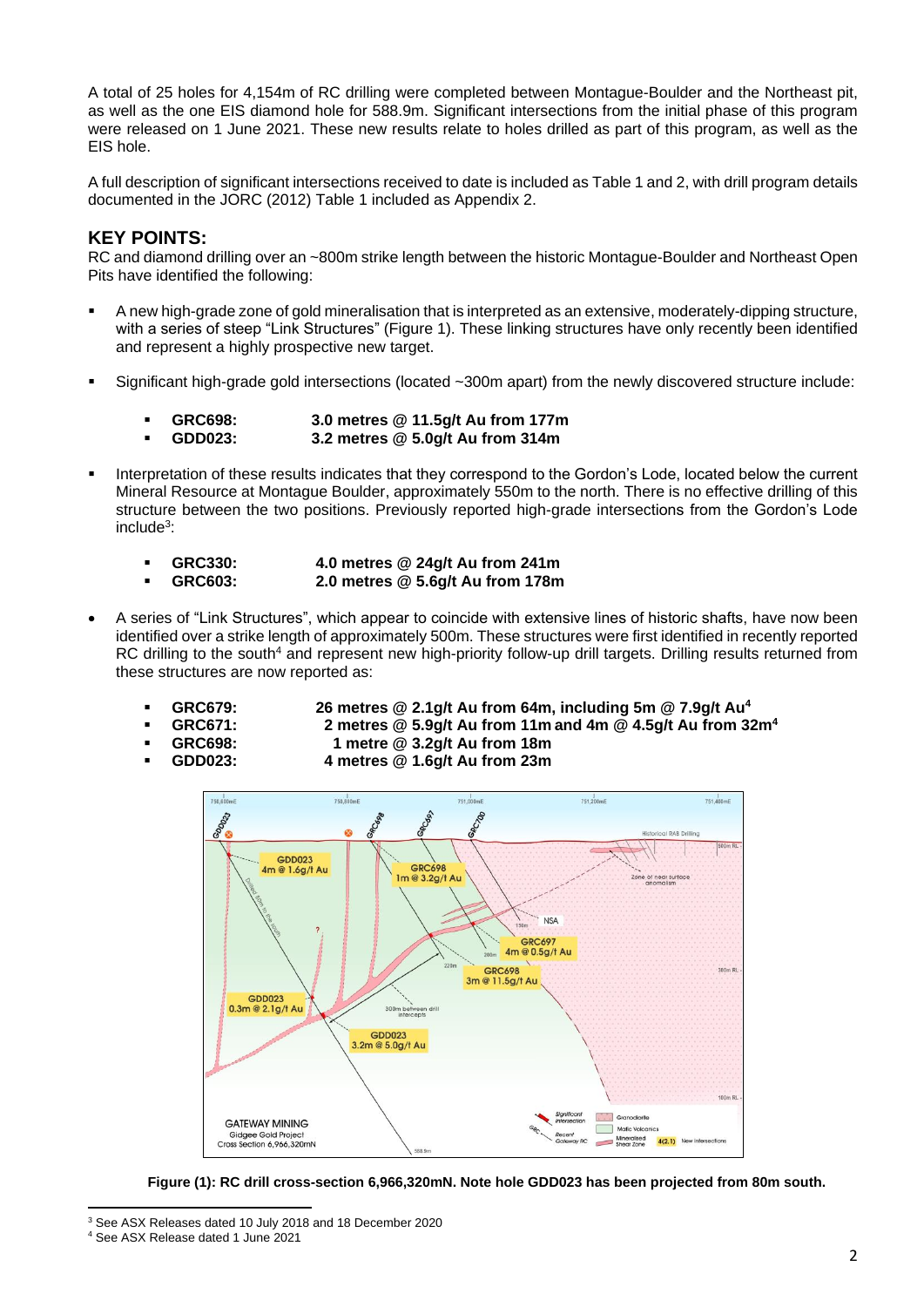A total of 25 holes for 4,154m of RC drilling were completed between Montague-Boulder and the Northeast pit, as well as the one EIS diamond hole for 588.9m. Significant intersections from the initial phase of this program were released on 1 June 2021. These new results relate to holes drilled as part of this program, as well as the EIS hole.

A full description of significant intersections received to date is included as Table 1 and 2, with drill program details documented in the JORC (2012) Table 1 included as Appendix 2.

## KEY POINTS:

RC and diamond drilling over an ~800m strike length between the historic Montague-Boulder and Northeast Open Pits have identified the following:

- A new high-grade zone of gold mineralisation that is interpreted as an extensive, moderately-dipping structure, with a series of steep "Link Structures" (Figure 1). These linking structures have only recently been identified and represent a highly prospective new target.

- Significant high-grade gold intersections (located ~300m apart) from the newly discovered structure include:

  - **GRC698: 3.0 metres @ 11.5g/t Au from 177m**
  - **GDD023: 3.2 metres @ 5.0g/t Au from 314m**

- Interpretation of these results indicates that they correspond to the Gordon's Lode, located below the current Mineral Resource at Montague Boulder, approximately 550m to the north. There is no effective drilling of this structure between the two positions. Previously reported high-grade intersections from the Gordon's Lode include[3]:

  - **GRC330: 4.0 metres @ 24g/t Au from 241m**
  - **GRC603: 2.0 metres @ 5.6g/t Au from 178m**

- A series of "Link Structures", which appear to coincide with extensive lines of historic shafts, have now been identified over a strike length of approximately 500m. These structures were first identified in recently reported RC drilling to the south[4] and represent new high-priority follow-up drill targets. Drilling results returned from these structures are now reported as:

  - **GRC679: 26 metres @ 2.1g/t Au from 64m, including 5m @ 7.9g/t Au[4]**
  - **GRC671: 2 metres @ 5.9g/t Au from 11m and 4m @ 4.5g/t Au from 32m[4]**
  - **GRC698: 1 metre @ 3.2g/t Au from 18m**
  - **GDD023: 4 metres @ 1.6g/t Au from 23m**

750,600mE
750,800mE
751,000mE
751,200mE
751,400mE
GDD023
GRC698
GRC697
GRC700
Historical RAB Drilling
500m RL
Zone of near surface anomalism
GDD023
4m @ 1.6g/t Au
GRC698
1m @ 3.2g/t Au
Drilled 80m to the south
NSA
150m
GRC697
4m @ 0.5g/t Au
200m
220m
GRC698
3m @ 11.5g/t Au
300m RL
GDD023
0.3m @ 2.1g/t Au
300m between drill intercepts
GDD023
3.2m @ 5.0g/t Au
100m RL
GATEWAY MINING
Gidgee Gold Project
Cross Section 6,966,320mN
588.9m
Significant Intersection
Recent Gateway RC
Granodiorite
Mafic Volcanics
Mineralised Shear Zone
4(2.1) New Intersections

**Figure (1): RC drill cross-section 6,966,320mN. Note hole GDD023 has been projected from 80m south.**

[3] See ASX Releases dated 10 July 2018 and 18 December 2020

[4] See ASX Release dated 1 June 2021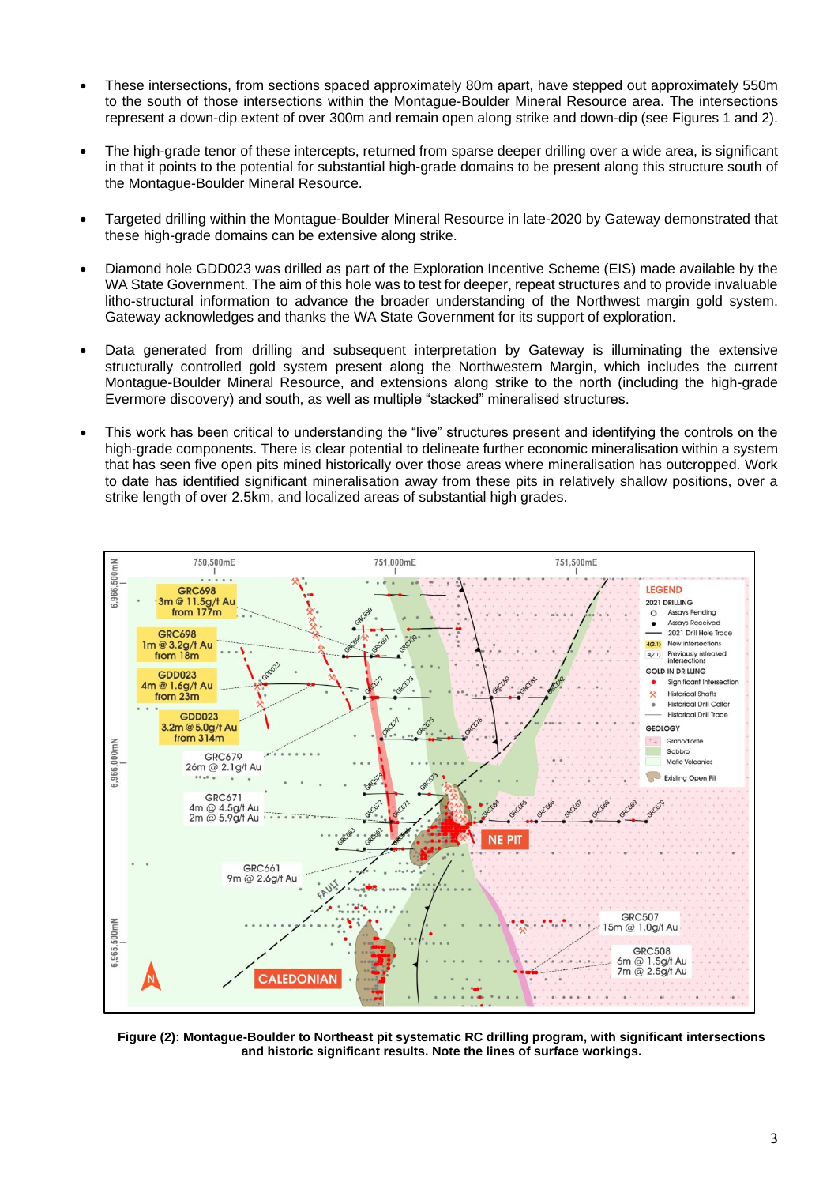- These intersections, from sections spaced approximately 80m apart, have stepped out approximately 550m to the south of those intersections within the Montague-Boulder Mineral Resource area. The intersections represent a down-dip extent of over 300m and remain open along strike and down-dip (see Figures 1 and 2).

- The high-grade tenor of these intercepts, returned from sparse deeper drilling over a wide area, is significant in that it points to the potential for substantial high-grade domains to be present along this structure south of the Montague-Boulder Mineral Resource.

- Targeted drilling within the Montague-Boulder Mineral Resource in late-2020 by Gateway demonstrated that these high-grade domains can be extensive along strike.

- Diamond hole GDD023 was drilled as part of the Exploration Incentive Scheme (EIS) made available by the WA State Government. The aim of this hole was to test for deeper, repeat structures and to provide invaluable litho-structural information to advance the broader understanding of the Northwest margin gold system. Gateway acknowledges and thanks the WA State Government for its support of exploration.

- Data generated from drilling and subsequent interpretation by Gateway is illuminating the extensive structurally controlled gold system present along the Northwestern Margin, which includes the current Montague-Boulder Mineral Resource, and extensions along strike to the north (including the high-grade Evermore discovery) and south, as well as multiple "stacked" mineralised structures.

- This work has been critical to understanding the "live" structures present and identifying the controls on the high-grade components. There is clear potential to delineate further economic mineralisation within a system that has seen five open pits mined historically over those areas where mineralisation has outcropped. Work to date has identified significant mineralisation away from these pits in relatively shallow positions, over a strike length of over 2.5km, and localized areas of substantial high grades.

750,500mE
751,000mE
751,500mE
6,966,500mN
6,966,000mN
6,965,500mN

GRC698
3m @ 11.5g/t Au
from 177m

GRC698
1m @ 3.2g/t Au
from 18m

GDD023
4m @ 1.6g/t Au
from 23m

GDD023
3.2m @ 5.0g/t Au
from 314m

GRC679
26m @ 2.1g/t Au

GRC671
4m @ 4.5g/t Au
2m @ 5.9g/t Au

GRC661
9m @ 2.6g/t Au

GRC507
15m @ 1.0g/t Au

GRC508
6m @ 1.5g/t Au
7m @ 2.5g/t Au

NE PIT
CALEDONIAN
FAULT
N

LEGEND
2021 DRILLING
Assays Pending
Assays Received
2021 Drill Hole Trace
4(2.1) New intersections
4(2.1) Previously released intersections
GOLD IN DRILLING
Significant Intersection
Historical Shafts
Historical Drill Collar
Historical Drill Trace
GEOLOGY
Granodiorite
Gabbro
Mafic Volcanics
Existing Open Pit

**Figure (2): Montague-Boulder to Northeast pit systematic RC drilling program, with significant intersections and historic significant results. Note the lines of surface workings.**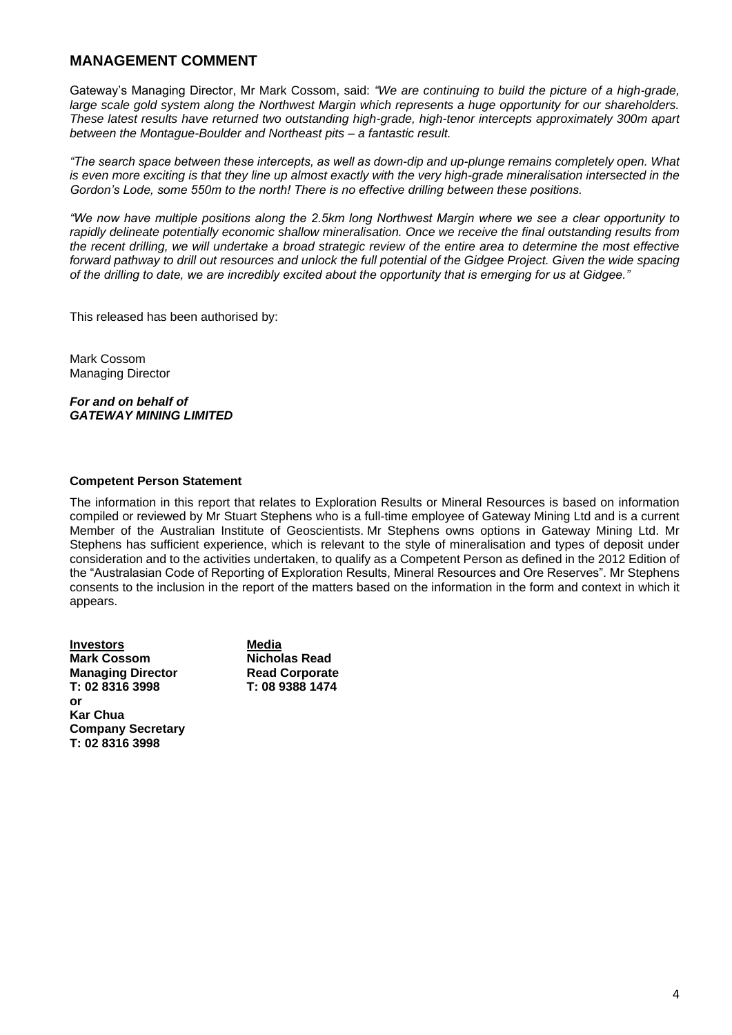## MANAGEMENT COMMENT

Gateway's Managing Director, Mr Mark Cossom, said: *"We are continuing to build the picture of a high-grade, large scale gold system along the Northwest Margin which represents a huge opportunity for our shareholders. These latest results have returned two outstanding high-grade, high-tenor intercepts approximately 300m apart between the Montague-Boulder and Northeast pits – a fantastic result.*

*"The search space between these intercepts, as well as down-dip and up-plunge remains completely open. What is even more exciting is that they line up almost exactly with the very high-grade mineralisation intersected in the Gordon's Lode, some 550m to the north! There is no effective drilling between these positions.*

*"We now have multiple positions along the 2.5km long Northwest Margin where we see a clear opportunity to rapidly delineate potentially economic shallow mineralisation. Once we receive the final outstanding results from the recent drilling, we will undertake a broad strategic review of the entire area to determine the most effective forward pathway to drill out resources and unlock the full potential of the Gidgee Project. Given the wide spacing of the drilling to date, we are incredibly excited about the opportunity that is emerging for us at Gidgee."*

This released has been authorised by:

Mark Cossom
Managing Director

***For and on behalf of***
***GATEWAY MINING LIMITED***

**Competent Person Statement**

The information in this report that relates to Exploration Results or Mineral Resources is based on information compiled or reviewed by Mr Stuart Stephens who is a full-time employee of Gateway Mining Ltd and is a current Member of the Australian Institute of Geoscientists. Mr Stephens owns options in Gateway Mining Ltd. Mr Stephens has sufficient experience, which is relevant to the style of mineralisation and types of deposit under consideration and to the activities undertaken, to qualify as a Competent Person as defined in the 2012 Edition of the "Australasian Code of Reporting of Exploration Results, Mineral Resources and Ore Reserves". Mr Stephens consents to the inclusion in the report of the matters based on the information in the form and context in which it appears.

**Investors**
**Mark Cossom**
**Managing Director**
**T: 02 8316 3998**
**or**
**Kar Chua**
**Company Secretary**
**T: 02 8316 3998**

**Media**
**Nicholas Read**
**Read Corporate**
**T: 08 9388 1474**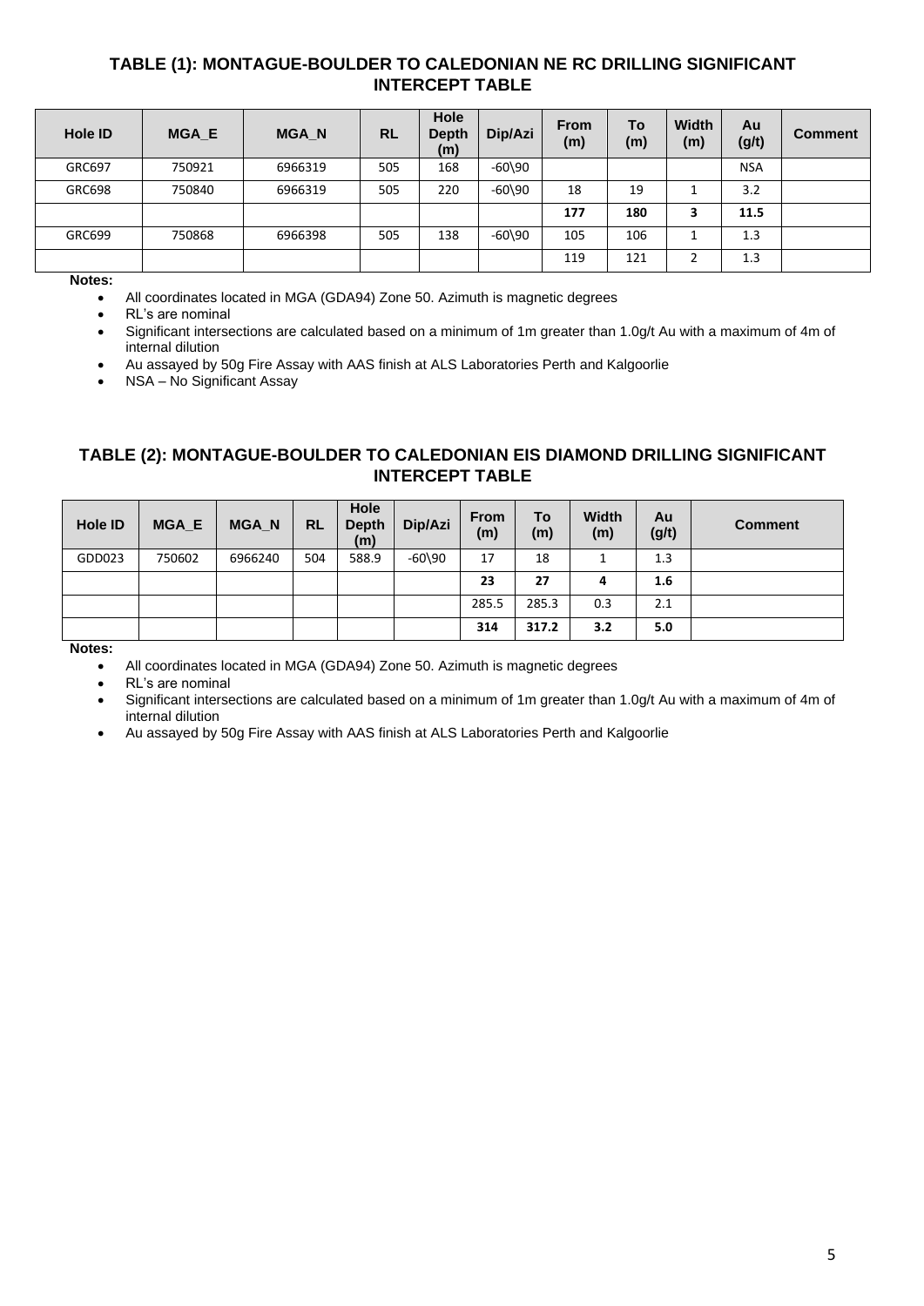## TABLE (1): MONTAGUE-BOULDER TO CALEDONIAN NE RC DRILLING SIGNIFICANT INTERCEPT TABLE

| Hole ID | MGA_E | MGA_N | RL | Hole Depth (m) | Dip/Azi | From (m) | To (m) | Width (m) | Au (g/t) | Comment |
|---|---|---|---|---|---|---|---|---|---|---|
| GRC697 | 750921 | 6966319 | 505 | 168 | -60\90 | | | | NSA | |
| GRC698 | 750840 | 6966319 | 505 | 220 | -60\90 | 18 | 19 | 1 | 3.2 | |
| | | | | | | **177** | **180** | **3** | **11.5** | |
| GRC699 | 750868 | 6966398 | 505 | 138 | -60\90 | 105 | 106 | 1 | 1.3 | |
| | | | | | | 119 | 121 | 2 | 1.3 | |

**Notes:**

- All coordinates located in MGA (GDA94) Zone 50. Azimuth is magnetic degrees
- RL's are nominal
- Significant intersections are calculated based on a minimum of 1m greater than 1.0g/t Au with a maximum of 4m of internal dilution
- Au assayed by 50g Fire Assay with AAS finish at ALS Laboratories Perth and Kalgoorlie
- NSA – No Significant Assay

## TABLE (2): MONTAGUE-BOULDER TO CALEDONIAN EIS DIAMOND DRILLING SIGNIFICANT INTERCEPT TABLE

| Hole ID | MGA_E | MGA_N | RL | Hole Depth (m) | Dip/Azi | From (m) | To (m) | Width (m) | Au (g/t) | Comment |
|---|---|---|---|---|---|---|---|---|---|---|
| GDD023 | 750602 | 6966240 | 504 | 588.9 | -60\90 | 17 | 18 | 1 | 1.3 | |
| | | | | | | **23** | **27** | **4** | **1.6** | |
| | | | | | | 285.5 | 285.3 | 0.3 | 2.1 | |
| | | | | | | **314** | **317.2** | **3.2** | **5.0** | |

**Notes:**

- All coordinates located in MGA (GDA94) Zone 50. Azimuth is magnetic degrees
- RL's are nominal
- Significant intersections are calculated based on a minimum of 1m greater than 1.0g/t Au with a maximum of 4m of internal dilution
- Au assayed by 50g Fire Assay with AAS finish at ALS Laboratories Perth and Kalgoorlie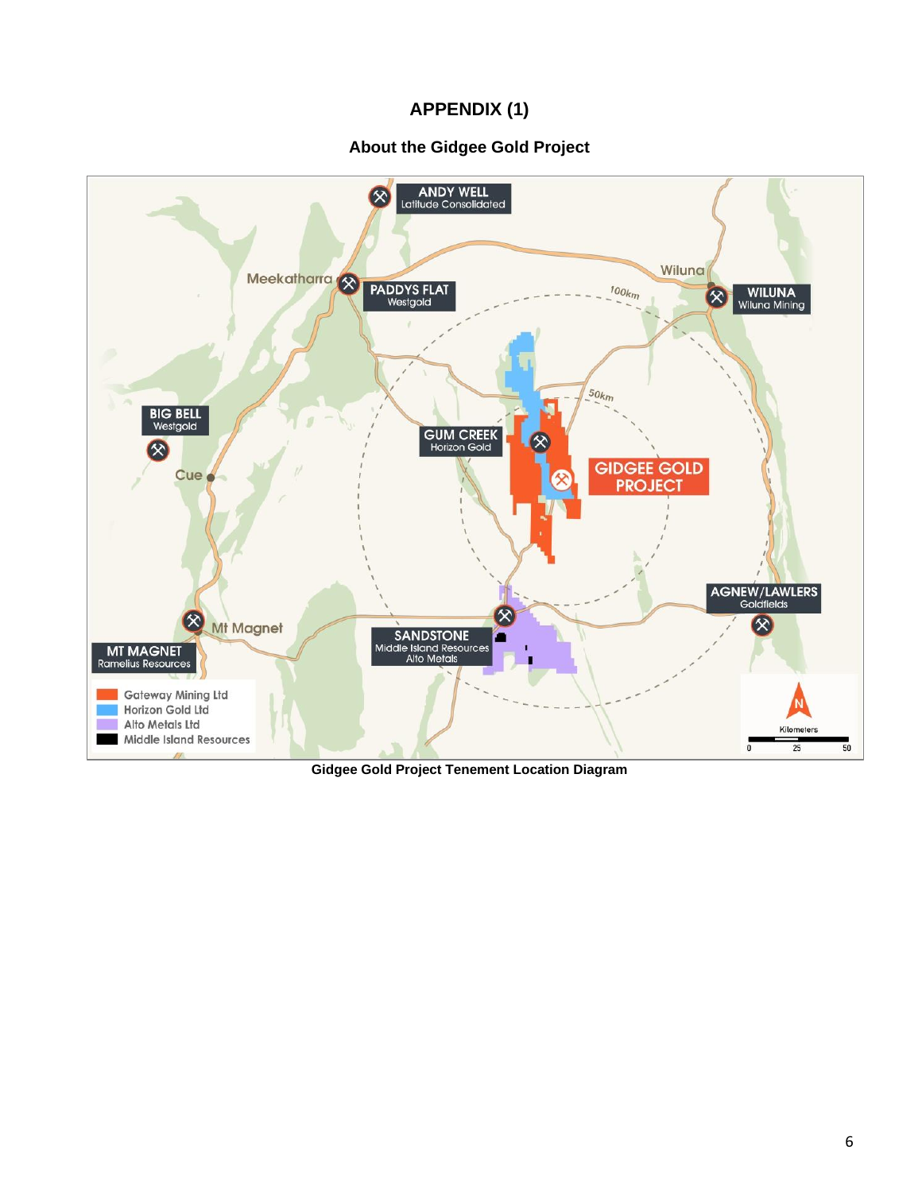# APPENDIX (1)

## About the Gidgee Gold Project

ANDY WELL
Latitude Consolidated

Meekatharra

PADDYS FLAT
Westgold

Wiluna

WILUNA
Wiluna Mining

100km

50km

BIG BELL
Westgold

GUM CREEK
Horizon Gold

GIDGEE GOLD PROJECT

Cue

AGNEW/LAWLERS
Goldfields

Mt Magnet

MT MAGNET
Ramelius Resources

SANDSTONE
Middle Island Resources
Alto Metals

Gateway Mining Ltd
Horizon Gold Ltd
Alto Metals Ltd
Middle Island Resources

N

Kilometers

0 25 50

**Gidgee Gold Project Tenement Location Diagram**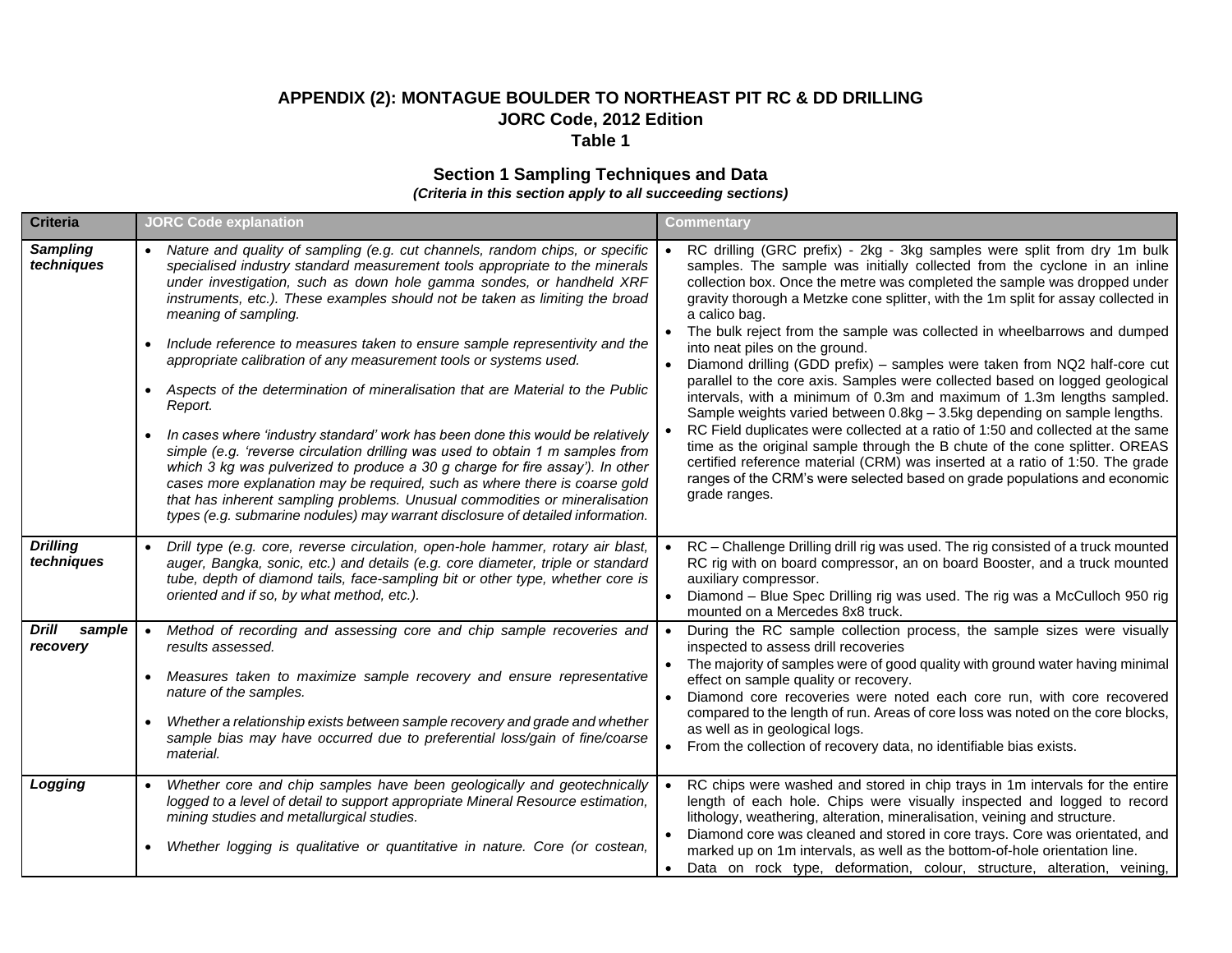# APPENDIX (2): MONTAGUE BOULDER TO NORTHEAST PIT RC & DD DRILLING

## JORC Code, 2012 Edition

## Table 1

### Section 1 Sampling Techniques and Data

***(Criteria in this section apply to all succeeding sections)***

| Criteria | JORC Code explanation | Commentary |
|---|---|---|
| ***Sampling techniques*** | • *Nature and quality of sampling (e.g. cut channels, random chips, or specific specialised industry standard measurement tools appropriate to the minerals under investigation, such as down hole gamma sondes, or handheld XRF instruments, etc.). These examples should not be taken as limiting the broad meaning of sampling.*<br>• *Include reference to measures taken to ensure sample representivity and the appropriate calibration of any measurement tools or systems used.*<br>• *Aspects of the determination of mineralisation that are Material to the Public Report.*<br>• *In cases where 'industry standard' work has been done this would be relatively simple (e.g. 'reverse circulation drilling was used to obtain 1 m samples from which 3 kg was pulverized to produce a 30 g charge for fire assay'). In other cases more explanation may be required, such as where there is coarse gold that has inherent sampling problems. Unusual commodities or mineralisation types (e.g. submarine nodules) may warrant disclosure of detailed information.* | • RC drilling (GRC prefix) - 2kg - 3kg samples were split from dry 1m bulk samples. The sample was initially collected from the cyclone in an inline collection box. Once the metre was completed the sample was dropped under gravity thorough a Metzke cone splitter, with the 1m split for assay collected in a calico bag.<br>• The bulk reject from the sample was collected in wheelbarrows and dumped into neat piles on the ground.<br>• Diamond drilling (GDD prefix) – samples were taken from NQ2 half-core cut parallel to the core axis. Samples were collected based on logged geological intervals, with a minimum of 0.3m and maximum of 1.3m lengths sampled. Sample weights varied between 0.8kg – 3.5kg depending on sample lengths.<br>• RC Field duplicates were collected at a ratio of 1:50 and collected at the same time as the original sample through the B chute of the cone splitter. OREAS certified reference material (CRM) was inserted at a ratio of 1:50. The grade ranges of the CRM's were selected based on grade populations and economic grade ranges. |
| ***Drilling techniques*** | • *Drill type (e.g. core, reverse circulation, open-hole hammer, rotary air blast, auger, Bangka, sonic, etc.) and details (e.g. core diameter, triple or standard tube, depth of diamond tails, face-sampling bit or other type, whether core is oriented and if so, by what method, etc.).* | • RC – Challenge Drilling drill rig was used. The rig consisted of a truck mounted RC rig with on board compressor, an on board Booster, and a truck mounted auxiliary compressor.<br>• Diamond – Blue Spec Drilling rig was used. The rig was a McCulloch 950 rig mounted on a Mercedes 8x8 truck. |
| ***Drill sample recovery*** | • *Method of recording and assessing core and chip sample recoveries and results assessed.*<br>• *Measures taken to maximize sample recovery and ensure representative nature of the samples.*<br>• *Whether a relationship exists between sample recovery and grade and whether sample bias may have occurred due to preferential loss/gain of fine/coarse material.* | • During the RC sample collection process, the sample sizes were visually inspected to assess drill recoveries<br>• The majority of samples were of good quality with ground water having minimal effect on sample quality or recovery.<br>• Diamond core recoveries were noted each core run, with core recovered compared to the length of run. Areas of core loss was noted on the core blocks, as well as in geological logs.<br>• From the collection of recovery data, no identifiable bias exists. |
| ***Logging*** | • *Whether core and chip samples have been geologically and geotechnically logged to a level of detail to support appropriate Mineral Resource estimation, mining studies and metallurgical studies.*<br>• *Whether logging is qualitative or quantitative in nature. Core (or costean,* | • RC chips were washed and stored in chip trays in 1m intervals for the entire length of each hole. Chips were visually inspected and logged to record lithology, weathering, alteration, mineralisation, veining and structure.<br>• Diamond core was cleaned and stored in core trays. Core was orientated, and marked up on 1m intervals, as well as the bottom-of-hole orientation line.<br>• Data on rock type, deformation, colour, structure, alteration, veining, |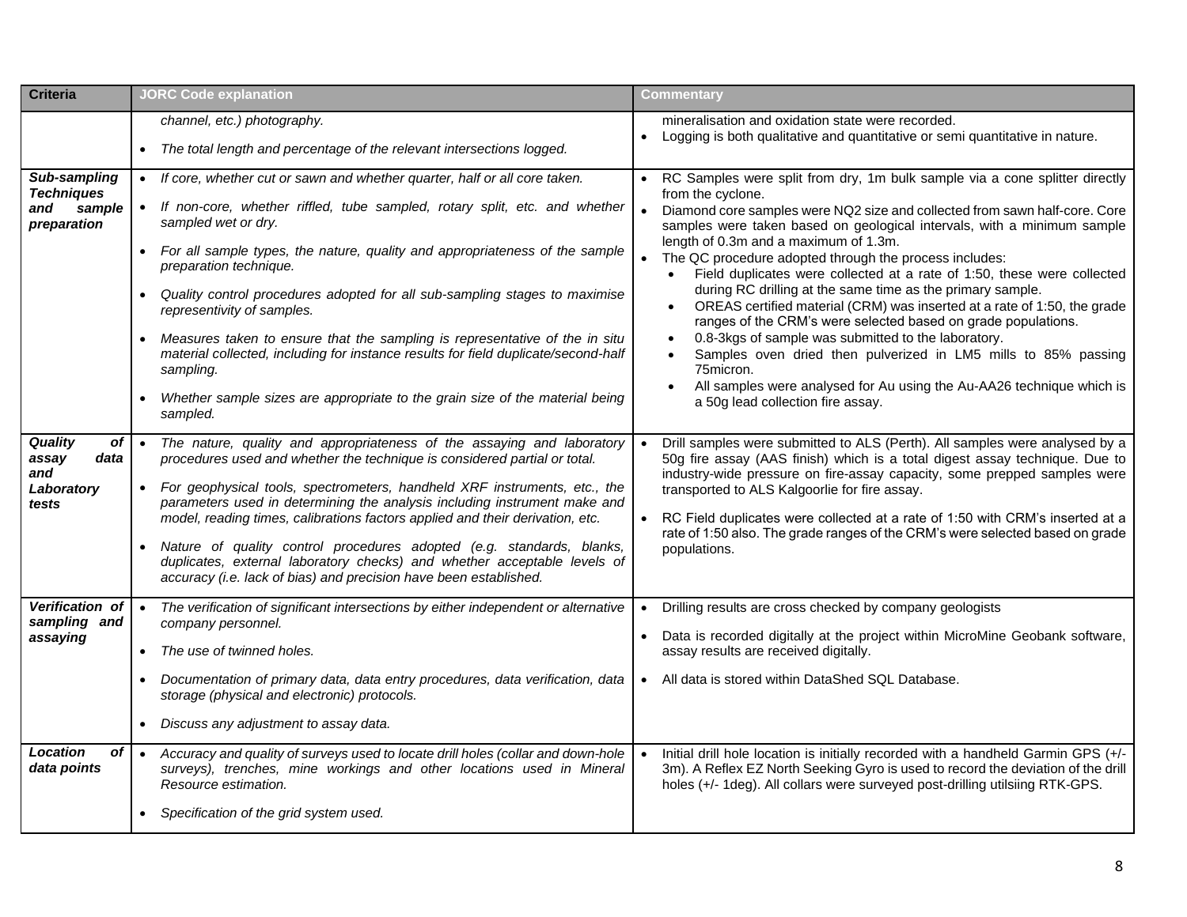| Criteria | JORC Code explanation | Commentary |
|---|---|---|
| | *channel, etc.) photography.*<br>• *The total length and percentage of the relevant intersections logged.* | mineralisation and oxidation state were recorded.<br>• Logging is both qualitative and quantitative or semi quantitative in nature. |
| ***Sub-sampling Techniques and sample preparation*** | • *If core, whether cut or sawn and whether quarter, half or all core taken.*<br>• *If non-core, whether riffled, tube sampled, rotary split, etc. and whether sampled wet or dry.*<br>• *For all sample types, the nature, quality and appropriateness of the sample preparation technique.*<br>• *Quality control procedures adopted for all sub-sampling stages to maximise representivity of samples.*<br>• *Measures taken to ensure that the sampling is representative of the in situ material collected, including for instance results for field duplicate/second-half sampling.*<br>• *Whether sample sizes are appropriate to the grain size of the material being sampled.* | • RC Samples were split from dry, 1m bulk sample via a cone splitter directly from the cyclone.<br>• Diamond core samples were NQ2 size and collected from sawn half-core. Core samples were taken based on geological intervals, with a minimum sample length of 0.3m and a maximum of 1.3m.<br>• The QC procedure adopted through the process includes:<br>  • Field duplicates were collected at a rate of 1:50, these were collected during RC drilling at the same time as the primary sample.<br>  • OREAS certified material (CRM) was inserted at a rate of 1:50, the grade ranges of the CRM's were selected based on grade populations.<br>  • 0.8-3kgs of sample was submitted to the laboratory.<br>  • Samples oven dried then pulverized in LM5 mills to 85% passing 75micron.<br>  • All samples were analysed for Au using the Au-AA26 technique which is a 50g lead collection fire assay. |
| ***Quality of assay data and Laboratory tests*** | • *The nature, quality and appropriateness of the assaying and laboratory procedures used and whether the technique is considered partial or total.*<br>• *For geophysical tools, spectrometers, handheld XRF instruments, etc., the parameters used in determining the analysis including instrument make and model, reading times, calibrations factors applied and their derivation, etc.*<br>• *Nature of quality control procedures adopted (e.g. standards, blanks, duplicates, external laboratory checks) and whether acceptable levels of accuracy (i.e. lack of bias) and precision have been established.* | • Drill samples were submitted to ALS (Perth). All samples were analysed by a 50g fire assay (AAS finish) which is a total digest assay technique. Due to industry-wide pressure on fire-assay capacity, some prepped samples were transported to ALS Kalgoorlie for fire assay.<br>• RC Field duplicates were collected at a rate of 1:50 with CRM's inserted at a rate of 1:50 also. The grade ranges of the CRM's were selected based on grade populations. |
| ***Verification of sampling and assaying*** | • *The verification of significant intersections by either independent or alternative company personnel.*<br>• *The use of twinned holes.*<br>• *Documentation of primary data, data entry procedures, data verification, data storage (physical and electronic) protocols.*<br>• *Discuss any adjustment to assay data.* | • Drilling results are cross checked by company geologists<br>• Data is recorded digitally at the project within MicroMine Geobank software, assay results are received digitally.<br>• All data is stored within DataShed SQL Database. |
| ***Location of data points*** | • *Accuracy and quality of surveys used to locate drill holes (collar and down-hole surveys), trenches, mine workings and other locations used in Mineral Resource estimation.*<br>• *Specification of the grid system used.* | • Initial drill hole location is initially recorded with a handheld Garmin GPS (+/- 3m). A Reflex EZ North Seeking Gyro is used to record the deviation of the drill holes (+/- 1deg). All collars were surveyed post-drilling utilsiing RTK-GPS. |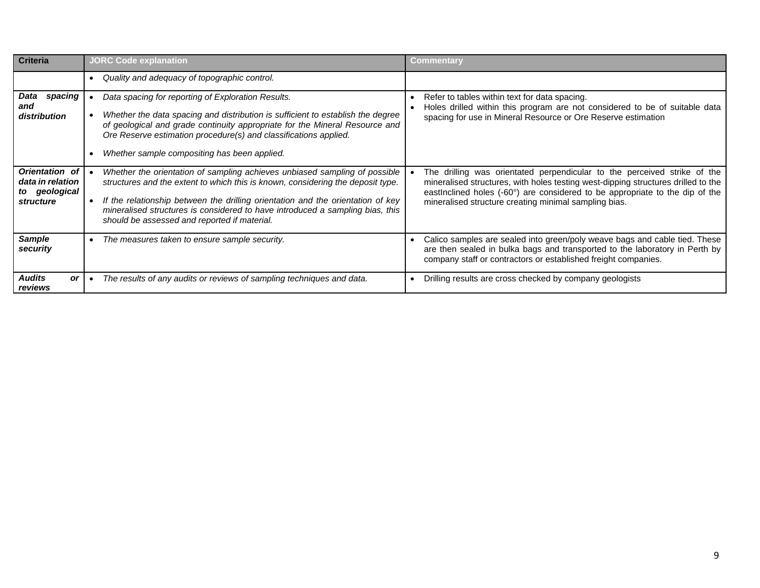| Criteria | JORC Code explanation | Commentary |
|---|---|---|
| | • *Quality and adequacy of topographic control.* | |
| ***Data spacing and distribution*** | • *Data spacing for reporting of Exploration Results.*<br>• *Whether the data spacing and distribution is sufficient to establish the degree of geological and grade continuity appropriate for the Mineral Resource and Ore Reserve estimation procedure(s) and classifications applied.*<br>• *Whether sample compositing has been applied.* | • Refer to tables within text for data spacing.<br>• Holes drilled within this program are not considered to be of suitable data spacing for use in Mineral Resource or Ore Reserve estimation |
| ***Orientation of data in relation to geological structure*** | • *Whether the orientation of sampling achieves unbiased sampling of possible structures and the extent to which this is known, considering the deposit type.*<br>• *If the relationship between the drilling orientation and the orientation of key mineralised structures is considered to have introduced a sampling bias, this should be assessed and reported if material.* | • The drilling was orientated perpendicular to the perceived strike of the mineralised structures, with holes testing west-dipping structures drilled to the eastInclined holes (-60°) are considered to be appropriate to the dip of the mineralised structure creating minimal sampling bias. |
| ***Sample security*** | • *The measures taken to ensure sample security.* | • Calico samples are sealed into green/poly weave bags and cable tied. These are then sealed in bulka bags and transported to the laboratory in Perth by company staff or contractors or established freight companies. |
| ***Audits or reviews*** | • *The results of any audits or reviews of sampling techniques and data.* | • Drilling results are cross checked by company geologists |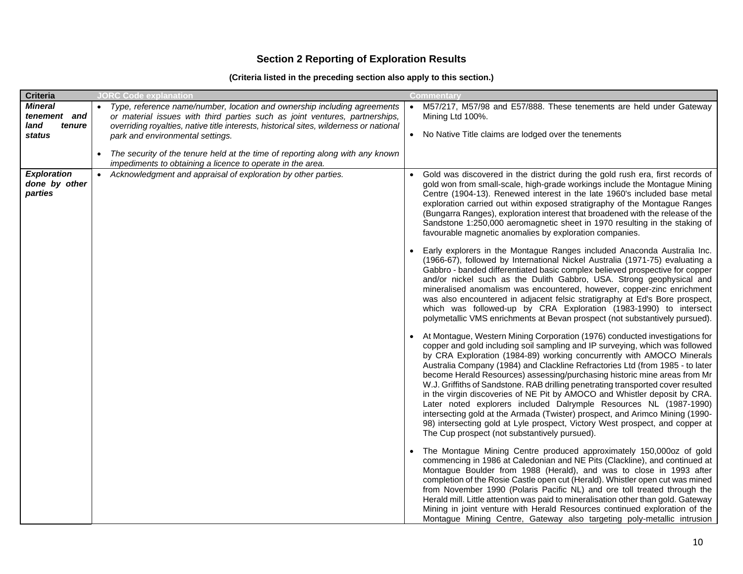## Section 2 Reporting of Exploration Results

**(Criteria listed in the preceding section also apply to this section.)**

| Criteria | JORC Code explanation | Commentary |
|---|---|---|
| ***Mineral tenement and land tenure status*** | • *Type, reference name/number, location and ownership including agreements or material issues with third parties such as joint ventures, partnerships, overriding royalties, native title interests, historical sites, wilderness or national park and environmental settings.*<br><br>• *The security of the tenure held at the time of reporting along with any known impediments to obtaining a licence to operate in the area.* | • M57/217, M57/98 and E57/888. These tenements are held under Gateway Mining Ltd 100%.<br><br>• No Native Title claims are lodged over the tenements |
| ***Exploration done by other parties*** | • *Acknowledgment and appraisal of exploration by other parties.* | • Gold was discovered in the district during the gold rush era, first records of gold won from small-scale, high-grade workings include the Montague Mining Centre (1904-13). Renewed interest in the late 1960's included base metal exploration carried out within exposed stratigraphy of the Montague Ranges (Bungarra Ranges), exploration interest that broadened with the release of the Sandstone 1:250,000 aeromagnetic sheet in 1970 resulting in the staking of favourable magnetic anomalies by exploration companies.<br><br>• Early explorers in the Montague Ranges included Anaconda Australia Inc. (1966-67), followed by International Nickel Australia (1971-75) evaluating a Gabbro - banded differentiated basic complex believed prospective for copper and/or nickel such as the Dulith Gabbro, USA. Strong geophysical and mineralised anomalism was encountered, however, copper-zinc enrichment was also encountered in adjacent felsic stratigraphy at Ed's Bore prospect, which was followed-up by CRA Exploration (1983-1990) to intersect polymetallic VMS enrichments at Bevan prospect (not substantively pursued).<br><br>• At Montague, Western Mining Corporation (1976) conducted investigations for copper and gold including soil sampling and IP surveying, which was followed by CRA Exploration (1984-89) working concurrently with AMOCO Minerals Australia Company (1984) and Clackline Refractories Ltd (from 1985 - to later become Herald Resources) assessing/purchasing historic mine areas from Mr W.J. Griffiths of Sandstone. RAB drilling penetrating transported cover resulted in the virgin discoveries of NE Pit by AMOCO and Whistler deposit by CRA. Later noted explorers included Dalrymple Resources NL (1987-1990) intersecting gold at the Armada (Twister) prospect, and Arimco Mining (1990-98) intersecting gold at Lyle prospect, Victory West prospect, and copper at The Cup prospect (not substantively pursued).<br><br>• The Montague Mining Centre produced approximately 150,000oz of gold commencing in 1986 at Caledonian and NE Pits (Clackline), and continued at Montague Boulder from 1988 (Herald), and was to close in 1993 after completion of the Rosie Castle open cut (Herald). Whistler open cut was mined from November 1990 (Polaris Pacific NL) and ore toll treated through the Herald mill. Little attention was paid to mineralisation other than gold. Gateway Mining in joint venture with Herald Resources continued exploration of the Montague Mining Centre, Gateway also targeting poly-metallic intrusion |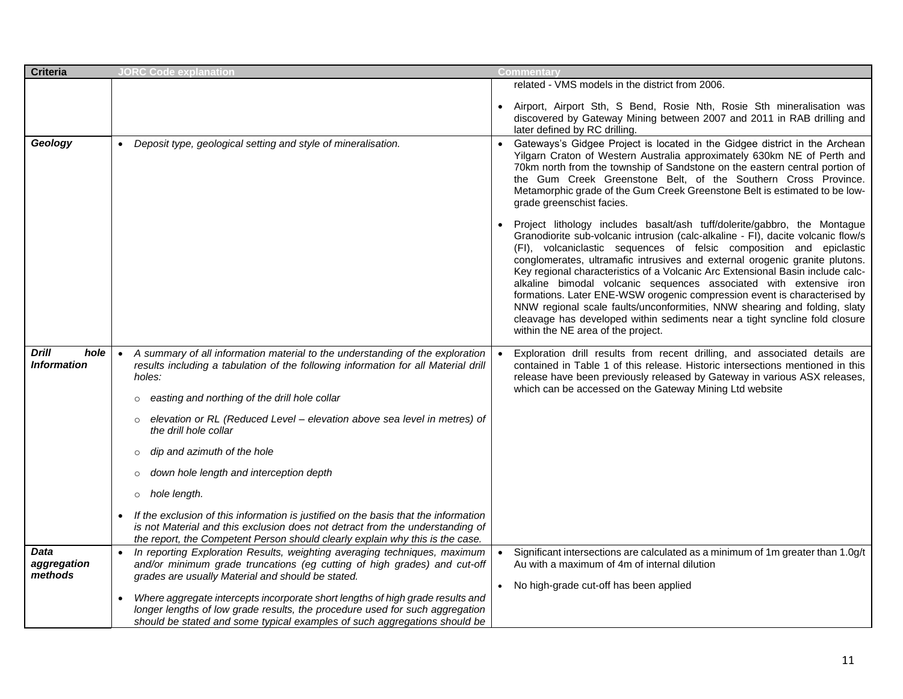| Criteria | JORC Code explanation | Commentary |
|---|---|---|
| | | related - VMS models in the district from 2006.<br><br>• Airport, Airport Sth, S Bend, Rosie Nth, Rosie Sth mineralisation was discovered by Gateway Mining between 2007 and 2011 in RAB drilling and later defined by RC drilling. |
| ***Geology*** | • *Deposit type, geological setting and style of mineralisation.* | • Gateways's Gidgee Project is located in the Gidgee district in the Archean Yilgarn Craton of Western Australia approximately 630km NE of Perth and 70km north from the township of Sandstone on the eastern central portion of the Gum Creek Greenstone Belt, of the Southern Cross Province. Metamorphic grade of the Gum Creek Greenstone Belt is estimated to be low-grade greenschist facies.<br><br>• Project lithology includes basalt/ash tuff/dolerite/gabbro, the Montague Granodiorite sub-volcanic intrusion (calc-alkaline - FI), dacite volcanic flow/s (FI), volcaniclastic sequences of felsic composition and epiclastic conglomerates, ultramafic intrusives and external orogenic granite plutons. Key regional characteristics of a Volcanic Arc Extensional Basin include calc-alkaline bimodal volcanic sequences associated with extensive iron formations. Later ENE-WSW orogenic compression event is characterised by NNW regional scale faults/unconformities, NNW shearing and folding, slaty cleavage has developed within sediments near a tight syncline fold closure within the NE area of the project. |
| ***Drill hole Information*** | • *A summary of all information material to the understanding of the exploration results including a tabulation of the following information for all Material drill holes:*<br><br>○ *easting and northing of the drill hole collar*<br><br>○ *elevation or RL (Reduced Level – elevation above sea level in metres) of the drill hole collar*<br><br>○ *dip and azimuth of the hole*<br><br>○ *down hole length and interception depth*<br><br>○ *hole length.*<br><br>• *If the exclusion of this information is justified on the basis that the information is not Material and this exclusion does not detract from the understanding of the report, the Competent Person should clearly explain why this is the case.* | • Exploration drill results from recent drilling, and associated details are contained in Table 1 of this release. Historic intersections mentioned in this release have been previously released by Gateway in various ASX releases, which can be accessed on the Gateway Mining Ltd website |
| ***Data aggregation methods*** | • *In reporting Exploration Results, weighting averaging techniques, maximum and/or minimum grade truncations (eg cutting of high grades) and cut-off grades are usually Material and should be stated.*<br><br>• *Where aggregate intercepts incorporate short lengths of high grade results and longer lengths of low grade results, the procedure used for such aggregation should be stated and some typical examples of such aggregations should be* | • Significant intersections are calculated as a minimum of 1m greater than 1.0g/t Au with a maximum of 4m of internal dilution<br><br>• No high-grade cut-off has been applied |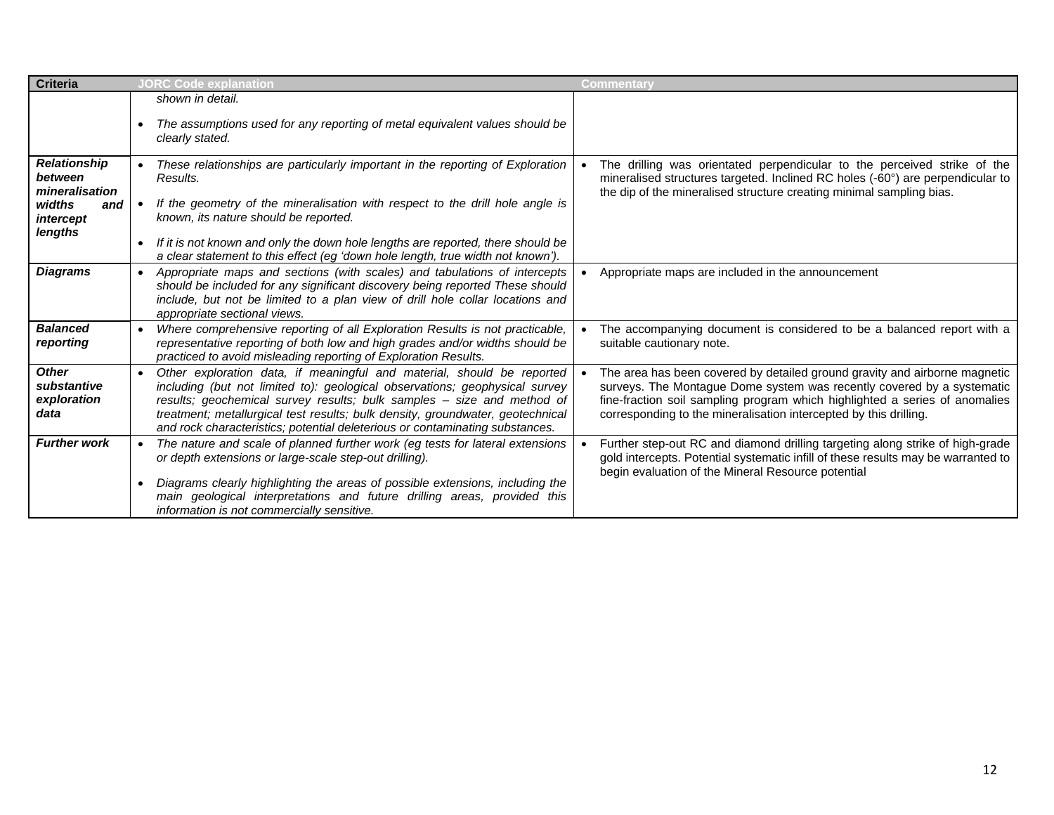| Criteria | JORC Code explanation | Commentary |
|---|---|---|
| | *shown in detail.*<br><br>• *The assumptions used for any reporting of metal equivalent values should be clearly stated.* | |
| ***Relationship between mineralisation widths and intercept lengths*** | • *These relationships are particularly important in the reporting of Exploration Results.*<br><br>• *If the geometry of the mineralisation with respect to the drill hole angle is known, its nature should be reported.*<br><br>• *If it is not known and only the down hole lengths are reported, there should be a clear statement to this effect (eg 'down hole length, true width not known').* | • The drilling was orientated perpendicular to the perceived strike of the mineralised structures targeted. Inclined RC holes (-60°) are perpendicular to the dip of the mineralised structure creating minimal sampling bias. |
| ***Diagrams*** | • *Appropriate maps and sections (with scales) and tabulations of intercepts should be included for any significant discovery being reported These should include, but not be limited to a plan view of drill hole collar locations and appropriate sectional views.* | • Appropriate maps are included in the announcement |
| ***Balanced reporting*** | • *Where comprehensive reporting of all Exploration Results is not practicable, representative reporting of both low and high grades and/or widths should be practiced to avoid misleading reporting of Exploration Results.* | • The accompanying document is considered to be a balanced report with a suitable cautionary note. |
| ***Other substantive exploration data*** | • *Other exploration data, if meaningful and material, should be reported including (but not limited to): geological observations; geophysical survey results; geochemical survey results; bulk samples – size and method of treatment; metallurgical test results; bulk density, groundwater, geotechnical and rock characteristics; potential deleterious or contaminating substances.* | • The area has been covered by detailed ground gravity and airborne magnetic surveys. The Montague Dome system was recently covered by a systematic fine-fraction soil sampling program which highlighted a series of anomalies corresponding to the mineralisation intercepted by this drilling. |
| ***Further work*** | • *The nature and scale of planned further work (eg tests for lateral extensions or depth extensions or large-scale step-out drilling).*<br><br>• *Diagrams clearly highlighting the areas of possible extensions, including the main geological interpretations and future drilling areas, provided this information is not commercially sensitive.* | • Further step-out RC and diamond drilling targeting along strike of high-grade gold intercepts. Potential systematic infill of these results may be warranted to begin evaluation of the Mineral Resource potential |